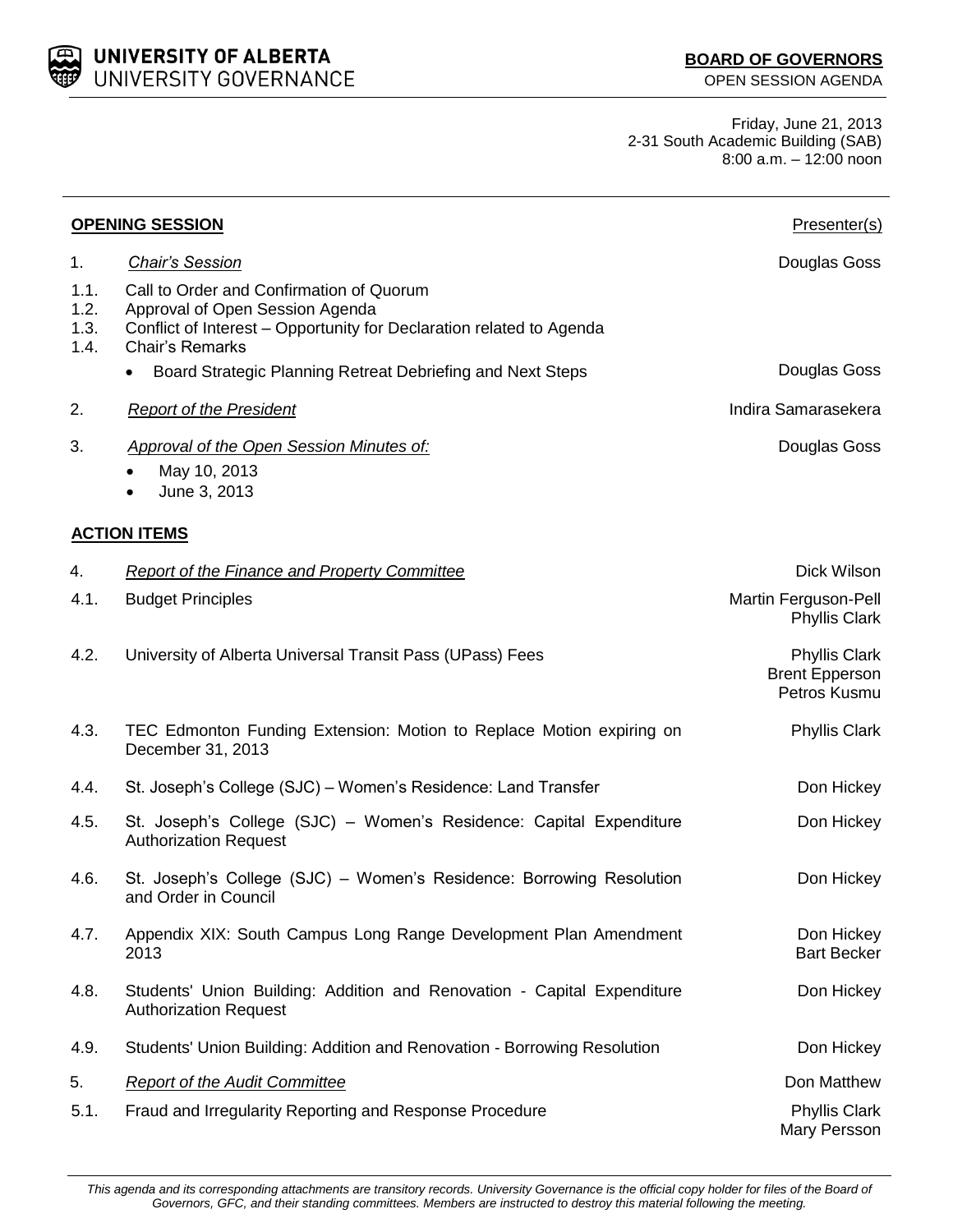**UNIVERSITY OF ALBERTA**
UNIVERSITY GOVERNANCE

**BOARD OF GOVERNORS**
OPEN SESSION AGENDA

Friday, June 21, 2013
2-31 South Academic Building (SAB)
8:00 a.m. – 12:00 noon

---

| | **OPENING SESSION** | Presenter(s) |
|---|---|---|
| 1. | *Chair's Session* | Douglas Goss |
| 1.1. | Call to Order and Confirmation of Quorum | |
| 1.2. | Approval of Open Session Agenda | |
| 1.3. | Conflict of Interest – Opportunity for Declaration related to Agenda | |
| 1.4. | Chair's Remarks | |
| | • Board Strategic Planning Retreat Debriefing and Next Steps | Douglas Goss |
| 2. | *Report of the President* | Indira Samarasekera |
| 3. | *Approval of the Open Session Minutes of:* | Douglas Goss |
| | • May 10, 2013<br>• June 3, 2013 | |
| | **ACTION ITEMS** | |
| 4. | *Report of the Finance and Property Committee* | Dick Wilson |
| 4.1. | Budget Principles | Martin Ferguson-Pell<br>Phyllis Clark |
| 4.2. | University of Alberta Universal Transit Pass (UPass) Fees | Phyllis Clark<br>Brent Epperson<br>Petros Kusmu |
| 4.3. | TEC Edmonton Funding Extension: Motion to Replace Motion expiring on December 31, 2013 | Phyllis Clark |
| 4.4. | St. Joseph's College (SJC) – Women's Residence: Land Transfer | Don Hickey |
| 4.5. | St. Joseph's College (SJC) – Women's Residence: Capital Expenditure Authorization Request | Don Hickey |
| 4.6. | St. Joseph's College (SJC) – Women's Residence: Borrowing Resolution and Order in Council | Don Hickey |
| 4.7. | Appendix XIX: South Campus Long Range Development Plan Amendment 2013 | Don Hickey<br>Bart Becker |
| 4.8. | Students' Union Building: Addition and Renovation - Capital Expenditure Authorization Request | Don Hickey |
| 4.9. | Students' Union Building: Addition and Renovation - Borrowing Resolution | Don Hickey |
| 5. | *Report of the Audit Committee* | Don Matthew |
| 5.1. | Fraud and Irregularity Reporting and Response Procedure | Phyllis Clark<br>Mary Persson |

---

*This agenda and its corresponding attachments are transitory records. University Governance is the official copy holder for files of the Board of Governors, GFC, and their standing committees. Members are instructed to destroy this material following the meeting.*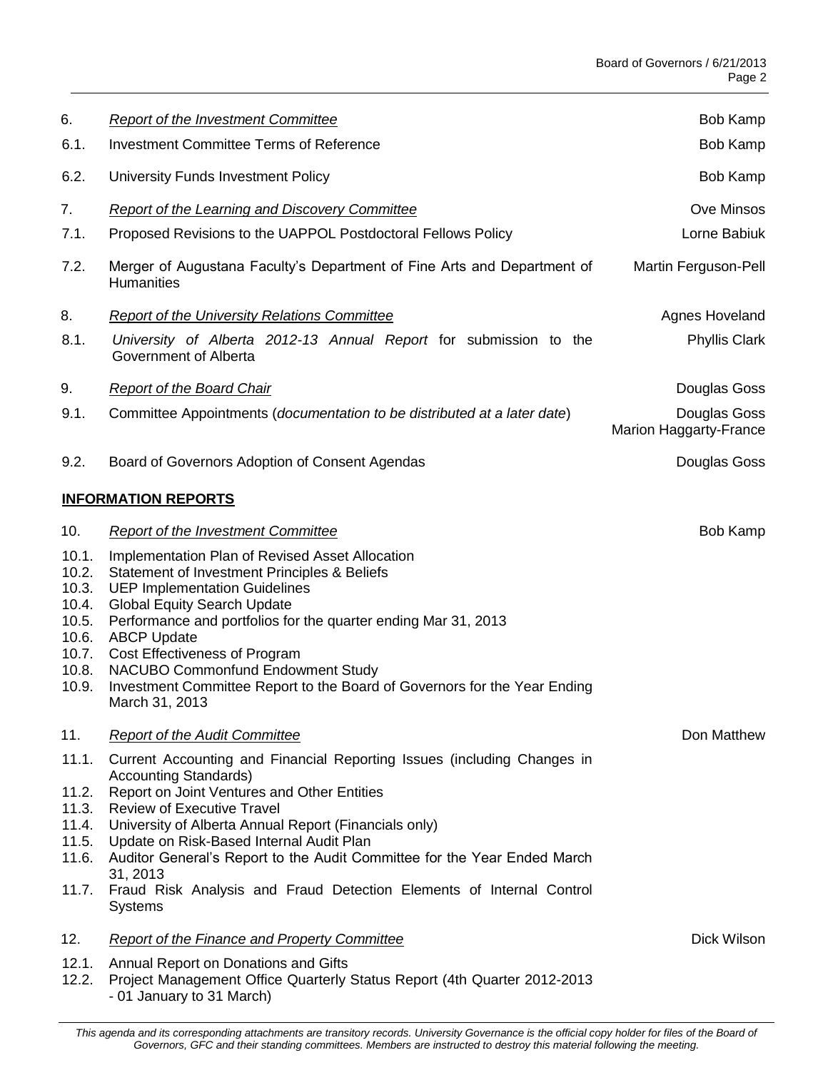| | | |
|---|---|---|
| 6. | *Report of the Investment Committee* | Bob Kamp |
| 6.1. | Investment Committee Terms of Reference | Bob Kamp |
| 6.2. | University Funds Investment Policy | Bob Kamp |
| 7. | *Report of the Learning and Discovery Committee* | Ove Minsos |
| 7.1. | Proposed Revisions to the UAPPOL Postdoctoral Fellows Policy | Lorne Babiuk |
| 7.2. | Merger of Augustana Faculty's Department of Fine Arts and Department of Humanities | Martin Ferguson-Pell |
| 8. | *Report of the University Relations Committee* | Agnes Hoveland |
| 8.1. | *University of Alberta 2012-13 Annual Report* for submission to the Government of Alberta | Phyllis Clark |
| 9. | *Report of the Board Chair* | Douglas Goss |
| 9.1. | Committee Appointments (*documentation to be distributed at a later date*) | Douglas Goss<br>Marion Haggarty-France |
| 9.2. | Board of Governors Adoption of Consent Agendas | Douglas Goss |

## INFORMATION REPORTS

| | | |
|---|---|---|
| 10. | *Report of the Investment Committee* | Bob Kamp |
| 10.1. | Implementation Plan of Revised Asset Allocation | |
| 10.2. | Statement of Investment Principles & Beliefs | |
| 10.3. | UEP Implementation Guidelines | |
| 10.4. | Global Equity Search Update | |
| 10.5. | Performance and portfolios for the quarter ending Mar 31, 2013 | |
| 10.6. | ABCP Update | |
| 10.7. | Cost Effectiveness of Program | |
| 10.8. | NACUBO Commonfund Endowment Study | |
| 10.9. | Investment Committee Report to the Board of Governors for the Year Ending March 31, 2013 | |
| 11. | *Report of the Audit Committee* | Don Matthew |
| 11.1. | Current Accounting and Financial Reporting Issues (including Changes in Accounting Standards) | |
| 11.2. | Report on Joint Ventures and Other Entities | |
| 11.3. | Review of Executive Travel | |
| 11.4. | University of Alberta Annual Report (Financials only) | |
| 11.5. | Update on Risk-Based Internal Audit Plan | |
| 11.6. | Auditor General's Report to the Audit Committee for the Year Ended March 31, 2013 | |
| 11.7. | Fraud Risk Analysis and Fraud Detection Elements of Internal Control Systems | |
| 12. | *Report of the Finance and Property Committee* | Dick Wilson |
| 12.1. | Annual Report on Donations and Gifts | |
| 12.2. | Project Management Office Quarterly Status Report (4th Quarter 2012-2013 - 01 January to 31 March) | |

*This agenda and its corresponding attachments are transitory records. University Governance is the official copy holder for files of the Board of Governors, GFC and their standing committees. Members are instructed to destroy this material following the meeting.*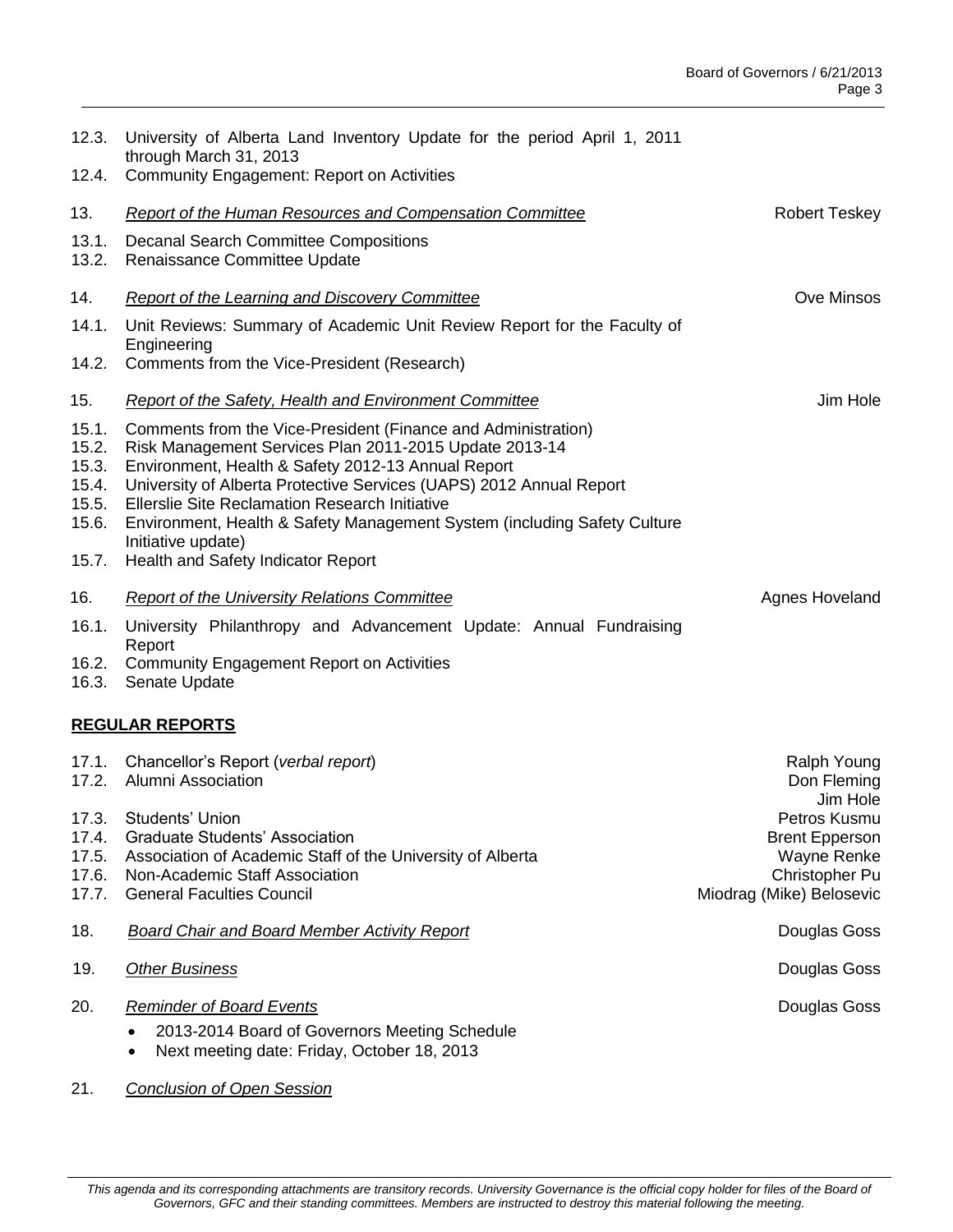12.3. University of Alberta Land Inventory Update for the period April 1, 2011 through March 31, 2013

12.4. Community Engagement: Report on Activities

13. *Report of the Human Resources and Compensation Committee* — Robert Teskey

13.1. Decanal Search Committee Compositions

13.2. Renaissance Committee Update

14. *Report of the Learning and Discovery Committee* — Ove Minsos

14.1. Unit Reviews: Summary of Academic Unit Review Report for the Faculty of Engineering

14.2. Comments from the Vice-President (Research)

15. *Report of the Safety, Health and Environment Committee* — Jim Hole

15.1. Comments from the Vice-President (Finance and Administration)

15.2. Risk Management Services Plan 2011-2015 Update 2013-14

15.3. Environment, Health & Safety 2012-13 Annual Report

15.4. University of Alberta Protective Services (UAPS) 2012 Annual Report

15.5. Ellerslie Site Reclamation Research Initiative

15.6. Environment, Health & Safety Management System (including Safety Culture Initiative update)

15.7. Health and Safety Indicator Report

16. *Report of the University Relations Committee* — Agnes Hoveland

16.1. University Philanthropy and Advancement Update: Annual Fundraising Report

16.2. Community Engagement Report on Activities

16.3. Senate Update

**REGULAR REPORTS**

17.1. Chancellor's Report (*verbal report*) — Ralph Young

17.2. Alumni Association — Don Fleming, Jim Hole

17.3. Students' Union — Petros Kusmu

17.4. Graduate Students' Association — Brent Epperson

17.5. Association of Academic Staff of the University of Alberta — Wayne Renke

17.6. Non-Academic Staff Association — Christopher Pu

17.7. General Faculties Council — Miodrag (Mike) Belosevic

18. *Board Chair and Board Member Activity Report* — Douglas Goss

19. *Other Business* — Douglas Goss

20. *Reminder of Board Events* — Douglas Goss

- 2013-2014 Board of Governors Meeting Schedule
- Next meeting date: Friday, October 18, 2013

21. *Conclusion of Open Session*

*This agenda and its corresponding attachments are transitory records. University Governance is the official copy holder for files of the Board of Governors, GFC and their standing committees. Members are instructed to destroy this material following the meeting.*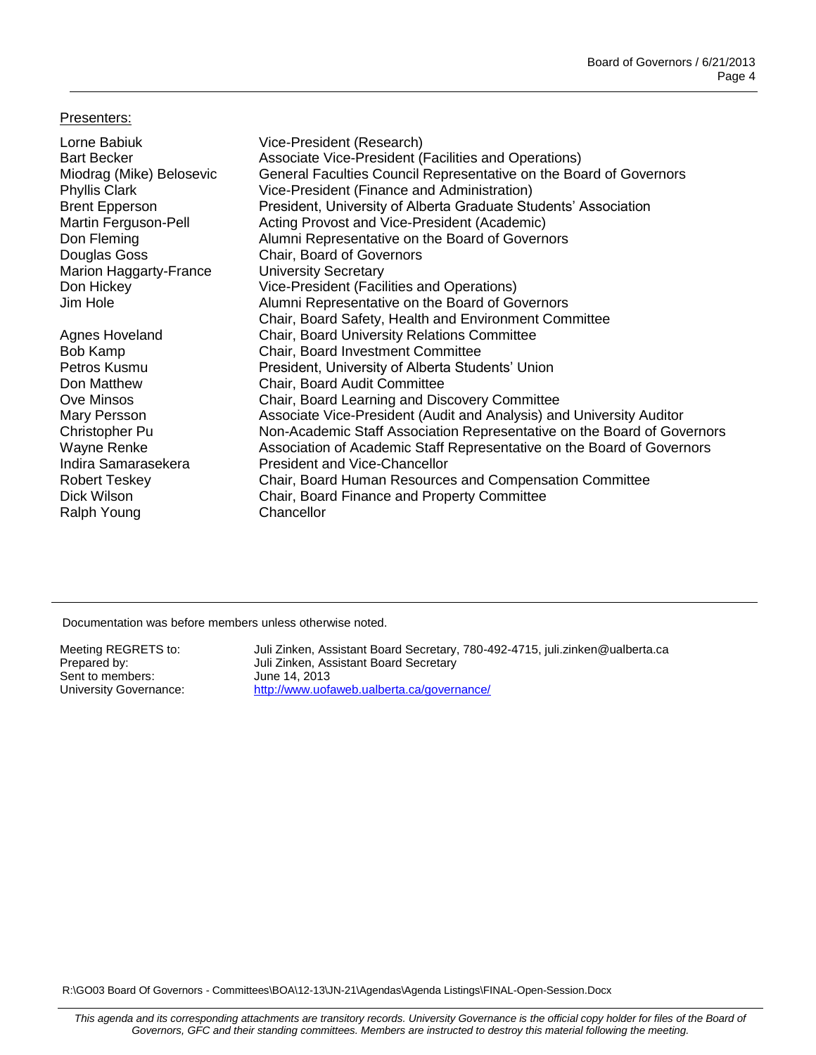Presenters:

| | |
|---|---|
| Lorne Babiuk | Vice-President (Research) |
| Bart Becker | Associate Vice-President (Facilities and Operations) |
| Miodrag (Mike) Belosevic | General Faculties Council Representative on the Board of Governors |
| Phyllis Clark | Vice-President (Finance and Administration) |
| Brent Epperson | President, University of Alberta Graduate Students' Association |
| Martin Ferguson-Pell | Acting Provost and Vice-President (Academic) |
| Don Fleming | Alumni Representative on the Board of Governors |
| Douglas Goss | Chair, Board of Governors |
| Marion Haggarty-France | University Secretary |
| Don Hickey | Vice-President (Facilities and Operations) |
| Jim Hole | Alumni Representative on the Board of Governors<br>Chair, Board Safety, Health and Environment Committee |
| Agnes Hoveland | Chair, Board University Relations Committee |
| Bob Kamp | Chair, Board Investment Committee |
| Petros Kusmu | President, University of Alberta Students' Union |
| Don Matthew | Chair, Board Audit Committee |
| Ove Minsos | Chair, Board Learning and Discovery Committee |
| Mary Persson | Associate Vice-President (Audit and Analysis) and University Auditor |
| Christopher Pu | Non-Academic Staff Association Representative on the Board of Governors |
| Wayne Renke | Association of Academic Staff Representative on the Board of Governors |
| Indira Samarasekera | President and Vice-Chancellor |
| Robert Teskey | Chair, Board Human Resources and Compensation Committee |
| Dick Wilson | Chair, Board Finance and Property Committee |
| Ralph Young | Chancellor |

---

Documentation was before members unless otherwise noted.

| | |
|---|---|
| Meeting REGRETS to: | Juli Zinken, Assistant Board Secretary, 780-492-4715, juli.zinken@ualberta.ca |
| Prepared by: | Juli Zinken, Assistant Board Secretary |
| Sent to members: | June 14, 2013 |
| University Governance: | http://www.uofaweb.ualberta.ca/governance/ |

R:\GO03 Board Of Governors - Committees\BOA\12-13\JN-21\Agendas\Agenda Listings\FINAL-Open-Session.Docx

*This agenda and its corresponding attachments are transitory records. University Governance is the official copy holder for files of the Board of Governors, GFC and their standing committees. Members are instructed to destroy this material following the meeting.*